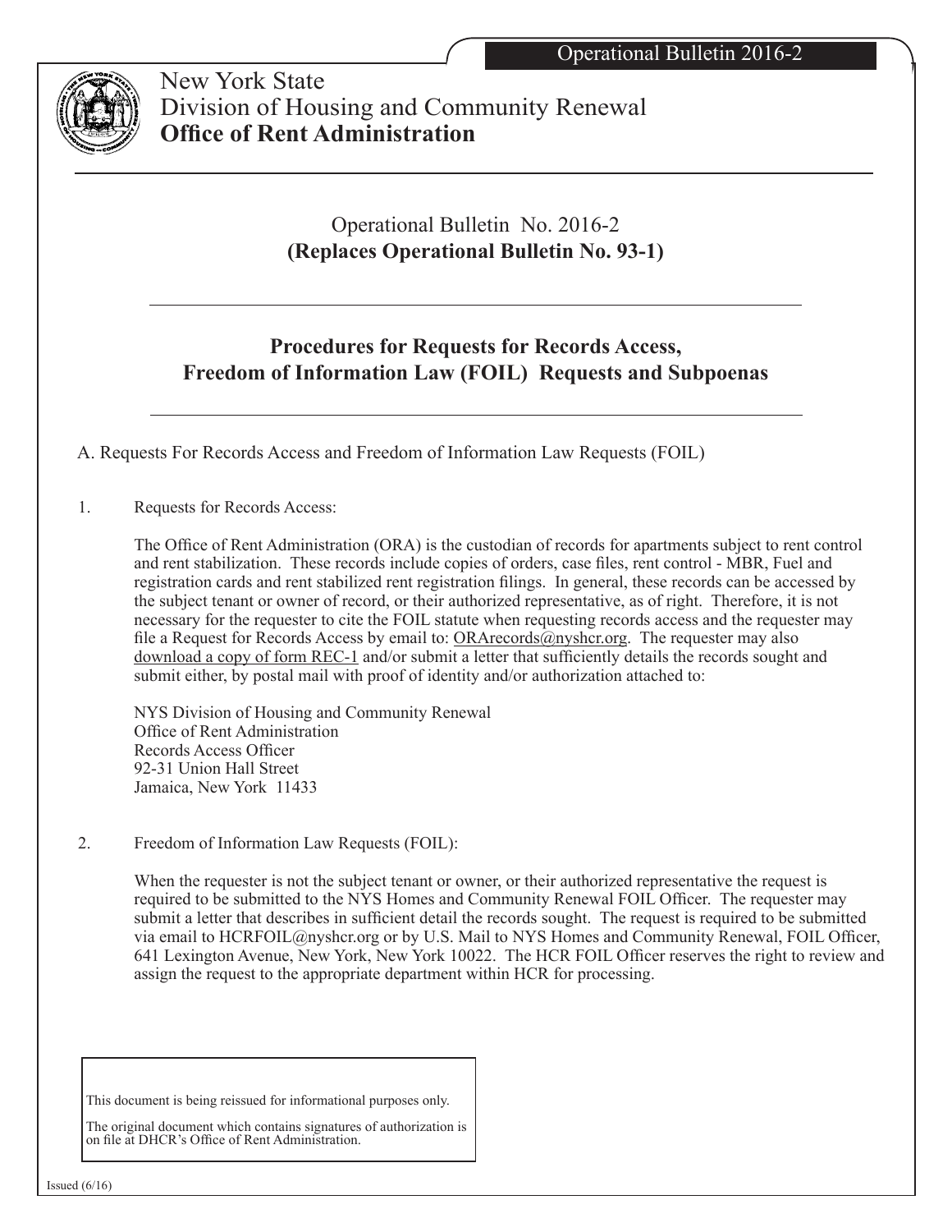Operational Bulletin 2016-2

New York State
Division of Housing and Community Renewal
**Office of Rent Administration**

# Operational Bulletin No. 2016-2
## (Replaces Operational Bulletin No. 93-1)

## Procedures for Requests for Records Access, Freedom of Information Law (FOIL) Requests and Subpoenas

A. Requests For Records Access and Freedom of Information Law Requests (FOIL)

1. Requests for Records Access:

   The Office of Rent Administration (ORA) is the custodian of records for apartments subject to rent control and rent stabilization. These records include copies of orders, case files, rent control - MBR, Fuel and registration cards and rent stabilized rent registration filings. In general, these records can be accessed by the subject tenant or owner of record, or their authorized representative, as of right. Therefore, it is not necessary for the requester to cite the FOIL statute when requesting records access and the requester may file a Request for Records Access by email to: ORArecords@nyshcr.org. The requester may also download a copy of form REC-1 and/or submit a letter that sufficiently details the records sought and submit either, by postal mail with proof of identity and/or authorization attached to:

   NYS Division of Housing and Community Renewal
   Office of Rent Administration
   Records Access Officer
   92-31 Union Hall Street
   Jamaica, New York 11433

2. Freedom of Information Law Requests (FOIL):

   When the requester is not the subject tenant or owner, or their authorized representative the request is required to be submitted to the NYS Homes and Community Renewal FOIL Officer. The requester may submit a letter that describes in sufficient detail the records sought. The request is required to be submitted via email to HCRFOIL@nyshcr.org or by U.S. Mail to NYS Homes and Community Renewal, FOIL Officer, 641 Lexington Avenue, New York, New York 10022. The HCR FOIL Officer reserves the right to review and assign the request to the appropriate department within HCR for processing.

This document is being reissued for informational purposes only.

The original document which contains signatures of authorization is on file at DHCR's Office of Rent Administration.

Issued (6/16)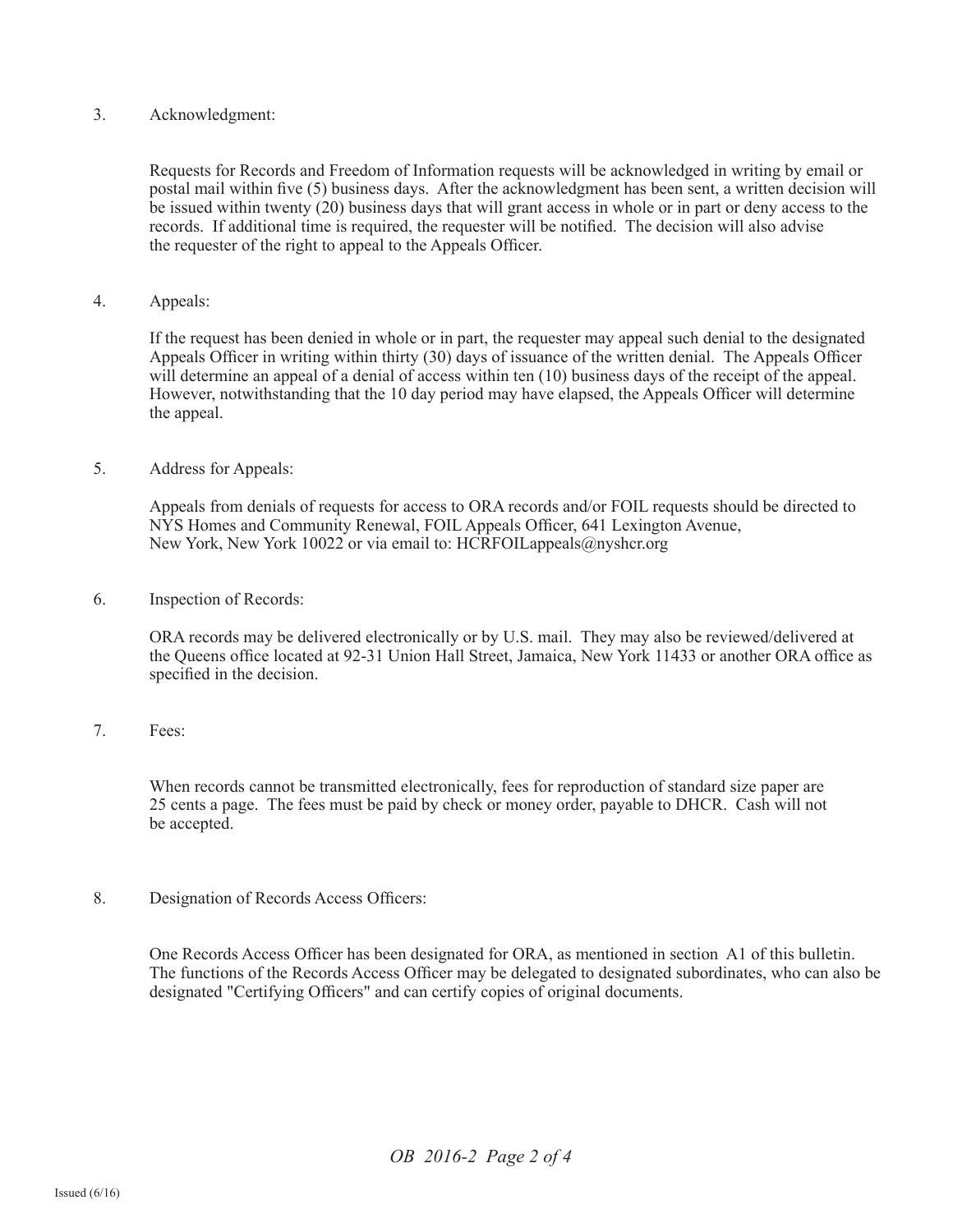3. Acknowledgment:

Requests for Records and Freedom of Information requests will be acknowledged in writing by email or postal mail within five (5) business days. After the acknowledgment has been sent, a written decision will be issued within twenty (20) business days that will grant access in whole or in part or deny access to the records. If additional time is required, the requester will be notified. The decision will also advise the requester of the right to appeal to the Appeals Officer.

4. Appeals:

If the request has been denied in whole or in part, the requester may appeal such denial to the designated Appeals Officer in writing within thirty (30) days of issuance of the written denial. The Appeals Officer will determine an appeal of a denial of access within ten (10) business days of the receipt of the appeal. However, notwithstanding that the 10 day period may have elapsed, the Appeals Officer will determine the appeal.

5. Address for Appeals:

Appeals from denials of requests for access to ORA records and/or FOIL requests should be directed to NYS Homes and Community Renewal, FOIL Appeals Officer, 641 Lexington Avenue, New York, New York 10022 or via email to: HCRFOILappeals@nyshcr.org

6. Inspection of Records:

ORA records may be delivered electronically or by U.S. mail. They may also be reviewed/delivered at the Queens office located at 92-31 Union Hall Street, Jamaica, New York 11433 or another ORA office as specified in the decision.

7. Fees:

When records cannot be transmitted electronically, fees for reproduction of standard size paper are 25 cents a page. The fees must be paid by check or money order, payable to DHCR. Cash will not be accepted.

8. Designation of Records Access Officers:

One Records Access Officer has been designated for ORA, as mentioned in section A1 of this bulletin. The functions of the Records Access Officer may be delegated to designated subordinates, who can also be designated "Certifying Officers" and can certify copies of original documents.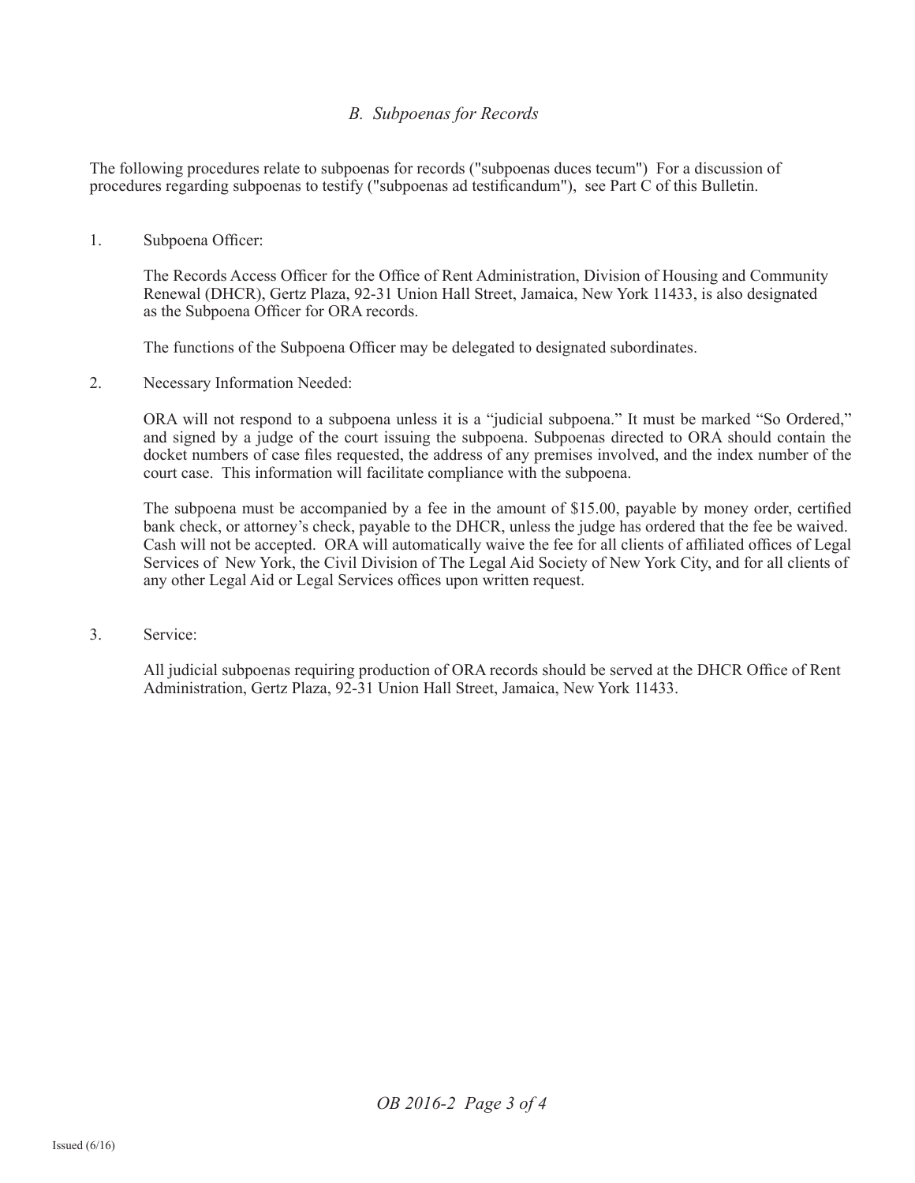## *B. Subpoenas for Records*

The following procedures relate to subpoenas for records ("subpoenas duces tecum") For a discussion of procedures regarding subpoenas to testify ("subpoenas ad testificandum"), see Part C of this Bulletin.

1. Subpoena Officer:

   The Records Access Officer for the Office of Rent Administration, Division of Housing and Community Renewal (DHCR), Gertz Plaza, 92-31 Union Hall Street, Jamaica, New York 11433, is also designated as the Subpoena Officer for ORA records.

   The functions of the Subpoena Officer may be delegated to designated subordinates.

2. Necessary Information Needed:

   ORA will not respond to a subpoena unless it is a "judicial subpoena." It must be marked "So Ordered," and signed by a judge of the court issuing the subpoena. Subpoenas directed to ORA should contain the docket numbers of case files requested, the address of any premises involved, and the index number of the court case. This information will facilitate compliance with the subpoena.

   The subpoena must be accompanied by a fee in the amount of $15.00, payable by money order, certified bank check, or attorney's check, payable to the DHCR, unless the judge has ordered that the fee be waived. Cash will not be accepted. ORA will automatically waive the fee for all clients of affiliated offices of Legal Services of New York, the Civil Division of The Legal Aid Society of New York City, and for all clients of any other Legal Aid or Legal Services offices upon written request.

3. Service:

   All judicial subpoenas requiring production of ORA records should be served at the DHCR Office of Rent Administration, Gertz Plaza, 92-31 Union Hall Street, Jamaica, New York 11433.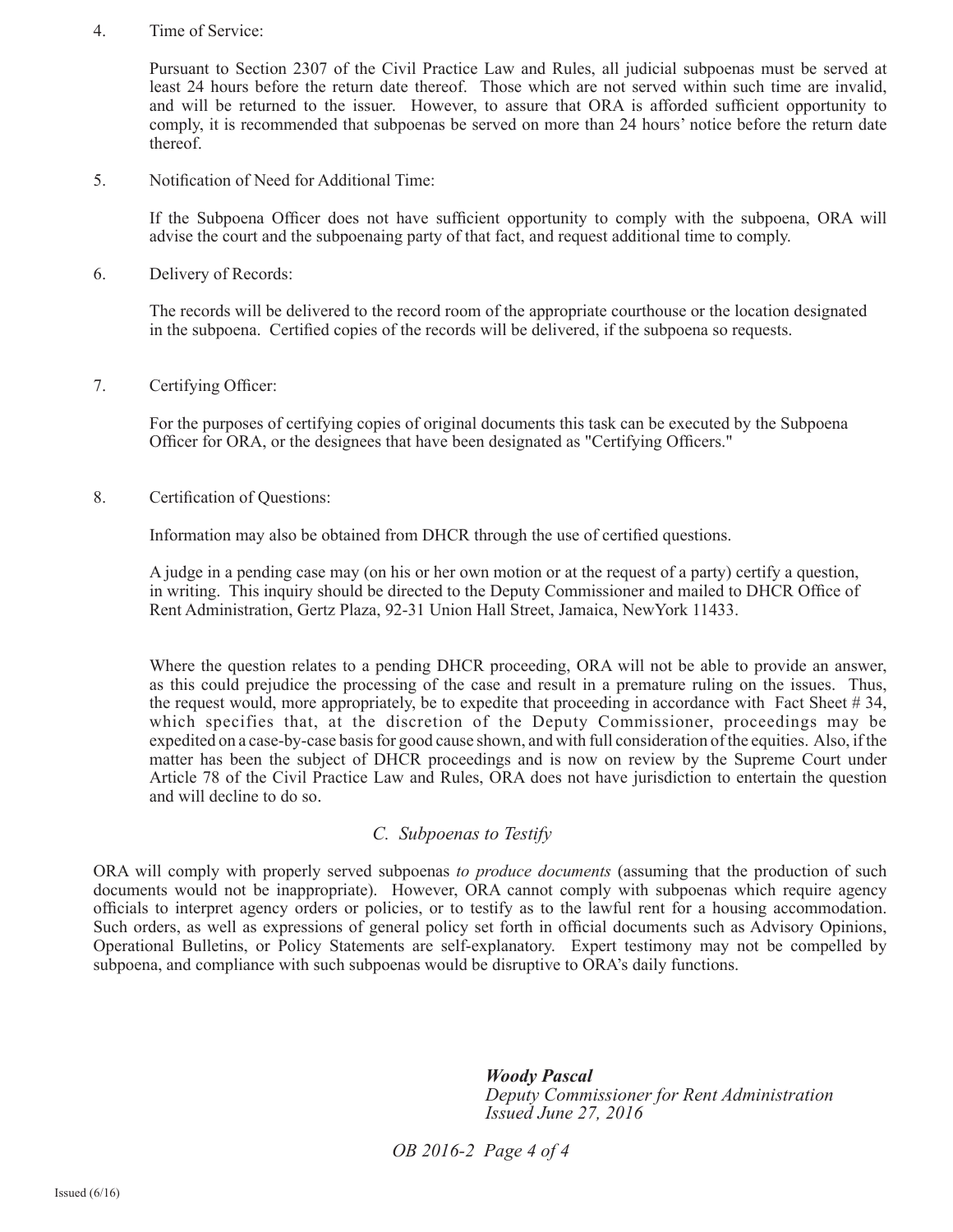4. Time of Service:

   Pursuant to Section 2307 of the Civil Practice Law and Rules, all judicial subpoenas must be served at least 24 hours before the return date thereof. Those which are not served within such time are invalid, and will be returned to the issuer. However, to assure that ORA is afforded sufficient opportunity to comply, it is recommended that subpoenas be served on more than 24 hours' notice before the return date thereof.

5. Notification of Need for Additional Time:

   If the Subpoena Officer does not have sufficient opportunity to comply with the subpoena, ORA will advise the court and the subpoenaing party of that fact, and request additional time to comply.

6. Delivery of Records:

   The records will be delivered to the record room of the appropriate courthouse or the location designated in the subpoena. Certified copies of the records will be delivered, if the subpoena so requests.

7. Certifying Officer:

   For the purposes of certifying copies of original documents this task can be executed by the Subpoena Officer for ORA, or the designees that have been designated as "Certifying Officers."

8. Certification of Questions:

   Information may also be obtained from DHCR through the use of certified questions.

   A judge in a pending case may (on his or her own motion or at the request of a party) certify a question, in writing. This inquiry should be directed to the Deputy Commissioner and mailed to DHCR Office of Rent Administration, Gertz Plaza, 92-31 Union Hall Street, Jamaica, NewYork 11433.

   Where the question relates to a pending DHCR proceeding, ORA will not be able to provide an answer, as this could prejudice the processing of the case and result in a premature ruling on the issues. Thus, the request would, more appropriately, be to expedite that proceeding in accordance with Fact Sheet # 34, which specifies that, at the discretion of the Deputy Commissioner, proceedings may be expedited on a case-by-case basis for good cause shown, and with full consideration of the equities. Also, if the matter has been the subject of DHCR proceedings and is now on review by the Supreme Court under Article 78 of the Civil Practice Law and Rules, ORA does not have jurisdiction to entertain the question and will decline to do so.

### *C. Subpoenas to Testify*

ORA will comply with properly served subpoenas *to produce documents* (assuming that the production of such documents would not be inappropriate). However, ORA cannot comply with subpoenas which require agency officials to interpret agency orders or policies, or to testify as to the lawful rent for a housing accommodation. Such orders, as well as expressions of general policy set forth in official documents such as Advisory Opinions, Operational Bulletins, or Policy Statements are self-explanatory. Expert testimony may not be compelled by subpoena, and compliance with such subpoenas would be disruptive to ORA's daily functions.

***Woody Pascal***
*Deputy Commissioner for Rent Administration*
*Issued June 27, 2016*